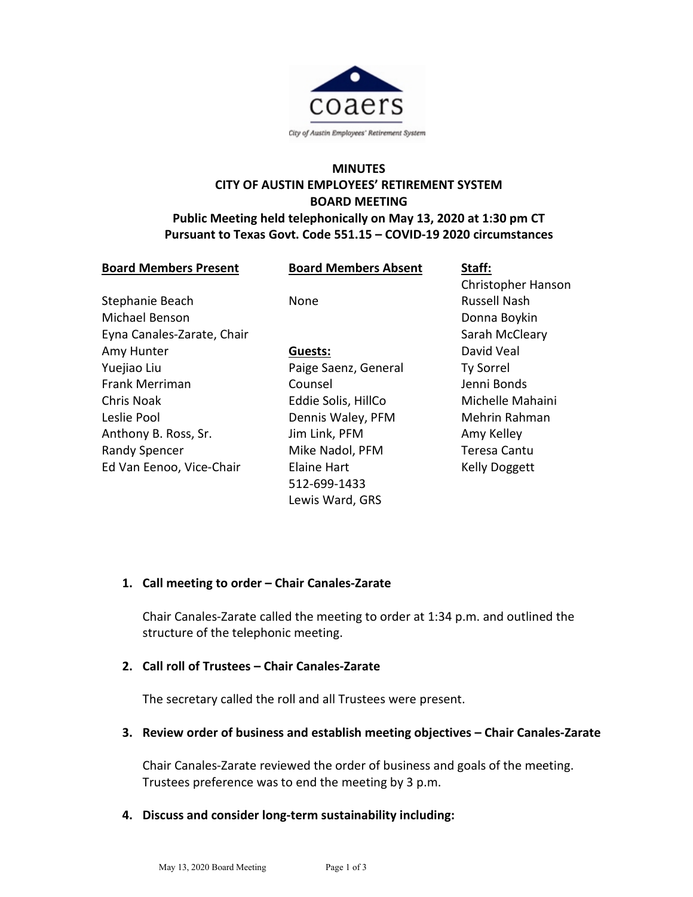coaers

City of Austin Employees' Retirement System

# MINUTES
# CITY OF AUSTIN EMPLOYEES' RETIREMENT SYSTEM
# BOARD MEETING

**Public Meeting held telephonically on May 13, 2020 at 1:30 pm CT**
**Pursuant to Texas Govt. Code 551.15 – COVID-19 2020 circumstances**

| Board Members Present | Board Members Absent | Staff: |
|---|---|---|
| | | Christopher Hanson |
| Stephanie Beach | None | Russell Nash |
| Michael Benson | | Donna Boykin |
| Eyna Canales-Zarate, Chair | | Sarah McCleary |
| Amy Hunter | **Guests:** | David Veal |
| Yuejiao Liu | Paige Saenz, General Counsel | Ty Sorrel |
| Frank Merriman | Eddie Solis, HillCo | Jenni Bonds |
| Chris Noak | Dennis Waley, PFM | Michelle Mahaini |
| Leslie Pool | Jim Link, PFM | Mehrin Rahman |
| Anthony B. Ross, Sr. | Mike Nadol, PFM | Amy Kelley |
| Randy Spencer | Elaine Hart | Teresa Cantu |
| Ed Van Eenoo, Vice-Chair | 512-699-1433 | Kelly Doggett |
| | Lewis Ward, GRS | |

1. **Call meeting to order – Chair Canales-Zarate**

   Chair Canales-Zarate called the meeting to order at 1:34 p.m. and outlined the structure of the telephonic meeting.

2. **Call roll of Trustees – Chair Canales-Zarate**

   The secretary called the roll and all Trustees were present.

3. **Review order of business and establish meeting objectives – Chair Canales-Zarate**

   Chair Canales-Zarate reviewed the order of business and goals of the meeting. Trustees preference was to end the meeting by 3 p.m.

4. **Discuss and consider long-term sustainability including:**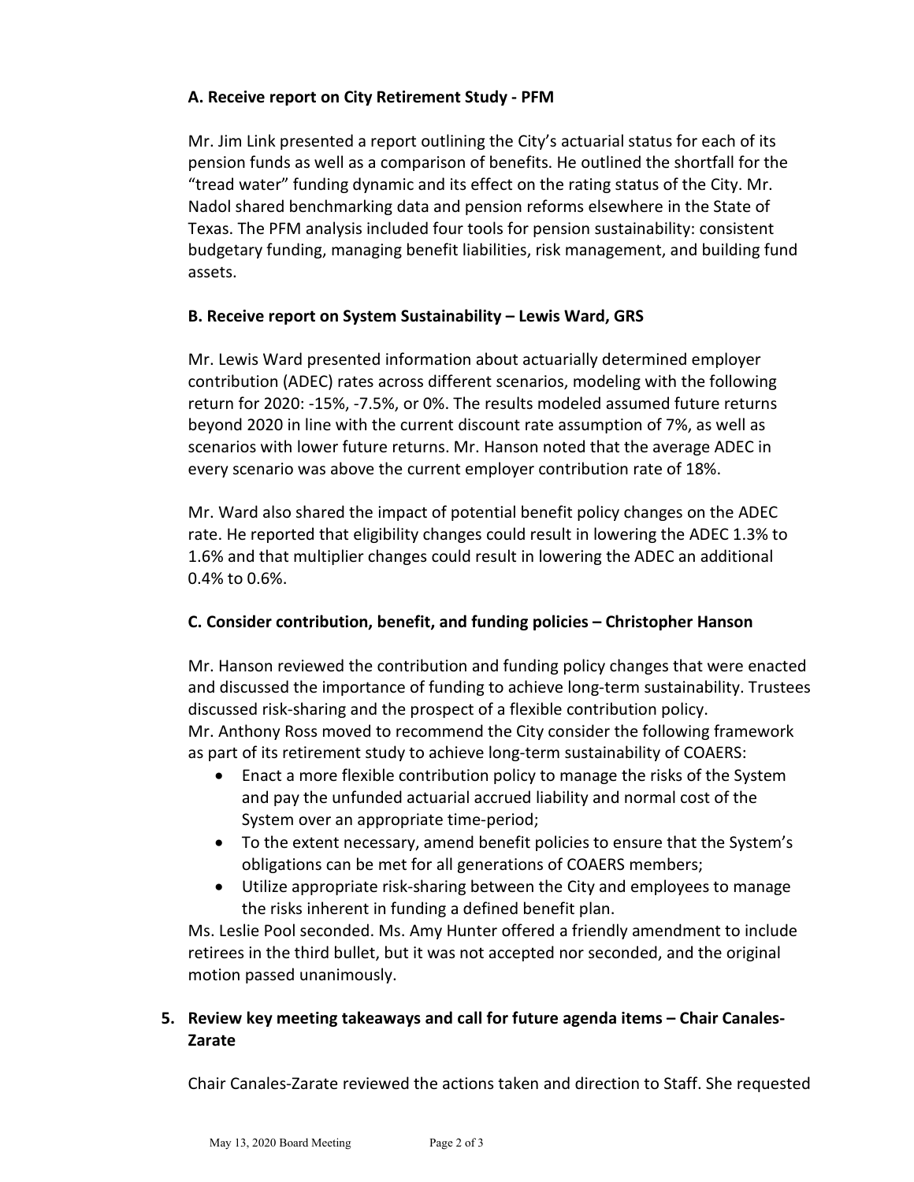### A. Receive report on City Retirement Study - PFM

Mr. Jim Link presented a report outlining the City's actuarial status for each of its pension funds as well as a comparison of benefits. He outlined the shortfall for the "tread water" funding dynamic and its effect on the rating status of the City. Mr. Nadol shared benchmarking data and pension reforms elsewhere in the State of Texas. The PFM analysis included four tools for pension sustainability: consistent budgetary funding, managing benefit liabilities, risk management, and building fund assets.

### B. Receive report on System Sustainability – Lewis Ward, GRS

Mr. Lewis Ward presented information about actuarially determined employer contribution (ADEC) rates across different scenarios, modeling with the following return for 2020: -15%, -7.5%, or 0%. The results modeled assumed future returns beyond 2020 in line with the current discount rate assumption of 7%, as well as scenarios with lower future returns. Mr. Hanson noted that the average ADEC in every scenario was above the current employer contribution rate of 18%.

Mr. Ward also shared the impact of potential benefit policy changes on the ADEC rate. He reported that eligibility changes could result in lowering the ADEC 1.3% to 1.6% and that multiplier changes could result in lowering the ADEC an additional 0.4% to 0.6%.

### C. Consider contribution, benefit, and funding policies – Christopher Hanson

Mr. Hanson reviewed the contribution and funding policy changes that were enacted and discussed the importance of funding to achieve long-term sustainability. Trustees discussed risk-sharing and the prospect of a flexible contribution policy.
Mr. Anthony Ross moved to recommend the City consider the following framework as part of its retirement study to achieve long-term sustainability of COAERS:

- Enact a more flexible contribution policy to manage the risks of the System and pay the unfunded actuarial accrued liability and normal cost of the System over an appropriate time-period;
- To the extent necessary, amend benefit policies to ensure that the System's obligations can be met for all generations of COAERS members;
- Utilize appropriate risk-sharing between the City and employees to manage the risks inherent in funding a defined benefit plan.

Ms. Leslie Pool seconded. Ms. Amy Hunter offered a friendly amendment to include retirees in the third bullet, but it was not accepted nor seconded, and the original motion passed unanimously.

## 5. Review key meeting takeaways and call for future agenda items – Chair Canales-Zarate

Chair Canales-Zarate reviewed the actions taken and direction to Staff. She requested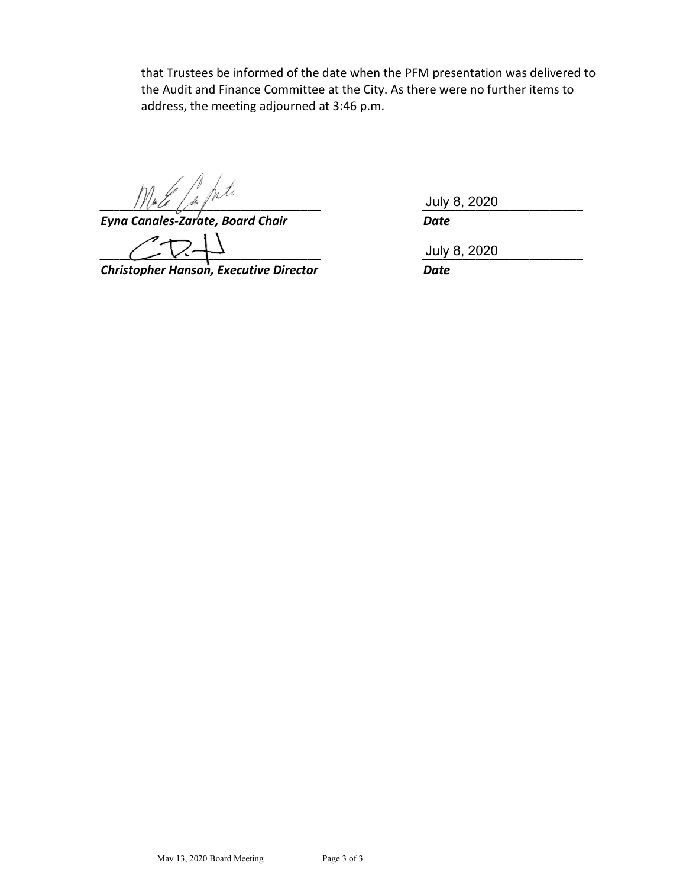that Trustees be informed of the date when the PFM presentation was delivered to the Audit and Finance Committee at the City. As there were no further items to address, the meeting adjourned at 3:46 p.m.

_______________________________ July 8, 2020
***Eyna Canales-Zarate, Board Chair*** ***Date***

_______________________________ July 8, 2020
***Christopher Hanson, Executive Director*** ***Date***